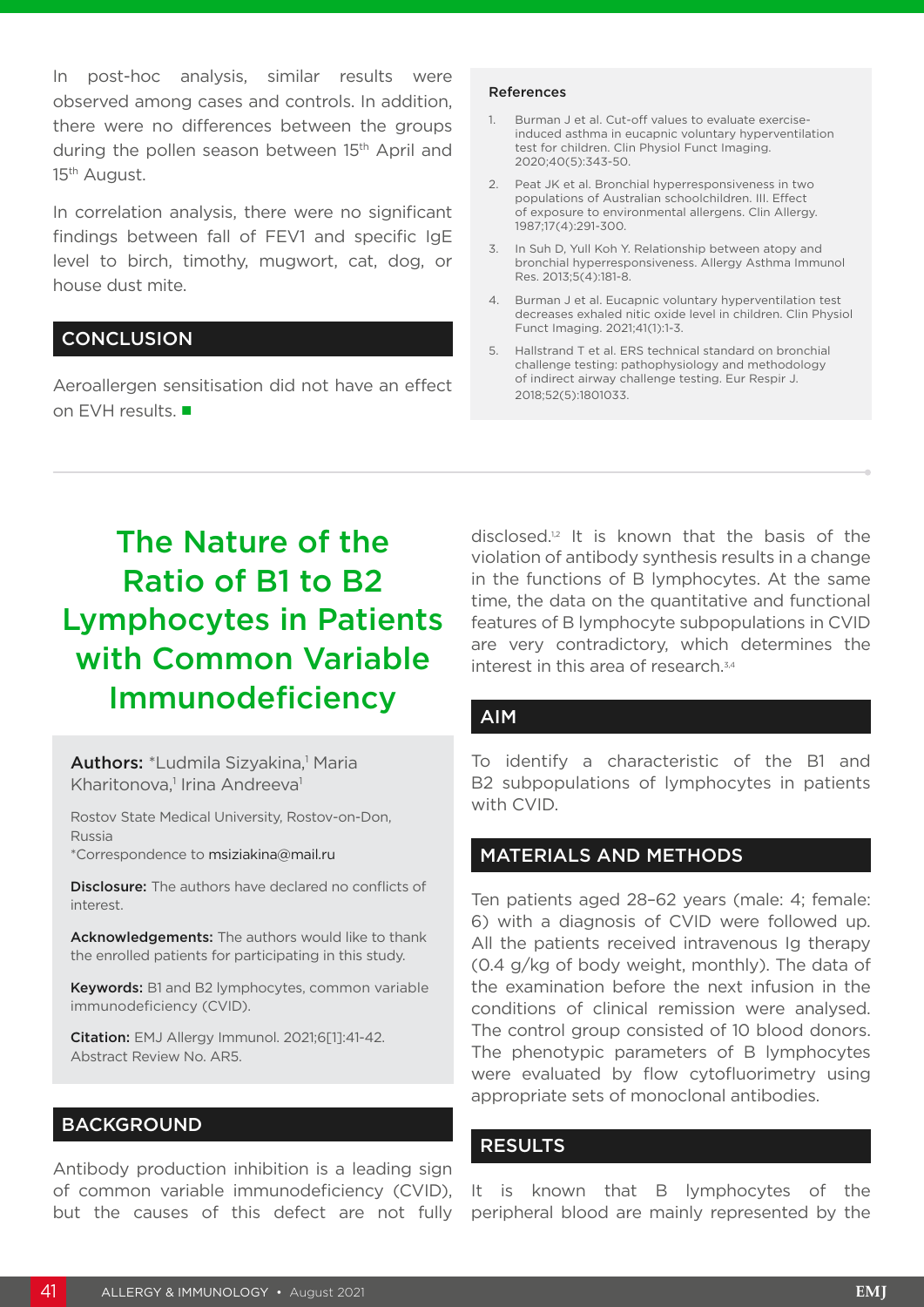In post-hoc analysis, similar results were observed among cases and controls. In addition, there were no differences between the groups during the pollen season between 15th April and 15th August.

In correlation analysis, there were no significant findings between fall of FEV1 and specific IgE level to birch, timothy, mugwort, cat, dog, or house dust mite.

## CONCLUSION

Aeroallergen sensitisation did not have an effect on EVH results.

### References

1. Burman J et al. Cut-off values to evaluate exercise-induced asthma in eucapnic voluntary hyperventilation test for children. Clin Physiol Funct Imaging. 2020;40(5):343-50.
2. Peat JK et al. Bronchial hyperresponsiveness in two populations of Australian schoolchildren. III. Effect of exposure to environmental allergens. Clin Allergy. 1987;17(4):291-300.
3. In Suh D, Yull Koh Y. Relationship between atopy and bronchial hyperresponsiveness. Allergy Asthma Immunol Res. 2013;5(4):181-8.
4. Burman J et al. Eucapnic voluntary hyperventilation test decreases exhaled nitic oxide level in children. Clin Physiol Funct Imaging. 2021;41(1):1-3.
5. Hallstrand T et al. ERS technical standard on bronchial challenge testing: pathophysiology and methodology of indirect airway challenge testing. Eur Respir J. 2018;52(5):1801033.

---

# The Nature of the Ratio of B1 to B2 Lymphocytes in Patients with Common Variable Immunodeficiency

**Authors:** *Ludmila Sizyakina,[1] Maria Kharitonova,[1] Irina Andreeva[1]

Rostov State Medical University, Rostov-on-Don, Russia
*Correspondence to msiziakina@mail.ru

**Disclosure:** The authors have declared no conflicts of interest.

**Acknowledgements:** The authors would like to thank the enrolled patients for participating in this study.

**Keywords:** B1 and B2 lymphocytes, common variable immunodeficiency (CVID).

**Citation:** EMJ Allergy Immunol. 2021;6[1]:41-42. Abstract Review No. AR5.

## BACKGROUND

Antibody production inhibition is a leading sign of common variable immunodeficiency (CVID), but the causes of this defect are not fully disclosed.[1,2] It is known that the basis of the violation of antibody synthesis results in a change in the functions of B lymphocytes. At the same time, the data on the quantitative and functional features of B lymphocyte subpopulations in CVID are very contradictory, which determines the interest in this area of research.[3,4]

## AIM

To identify a characteristic of the B1 and B2 subpopulations of lymphocytes in patients with CVID.

## MATERIALS AND METHODS

Ten patients aged 28–62 years (male: 4; female: 6) with a diagnosis of CVID were followed up. All the patients received intravenous Ig therapy (0.4 g/kg of body weight, monthly). The data of the examination before the next infusion in the conditions of clinical remission were analysed. The control group consisted of 10 blood donors. The phenotypic parameters of B lymphocytes were evaluated by flow cytofluorimetry using appropriate sets of monoclonal antibodies.

## RESULTS

It is known that B lymphocytes of the peripheral blood are mainly represented by the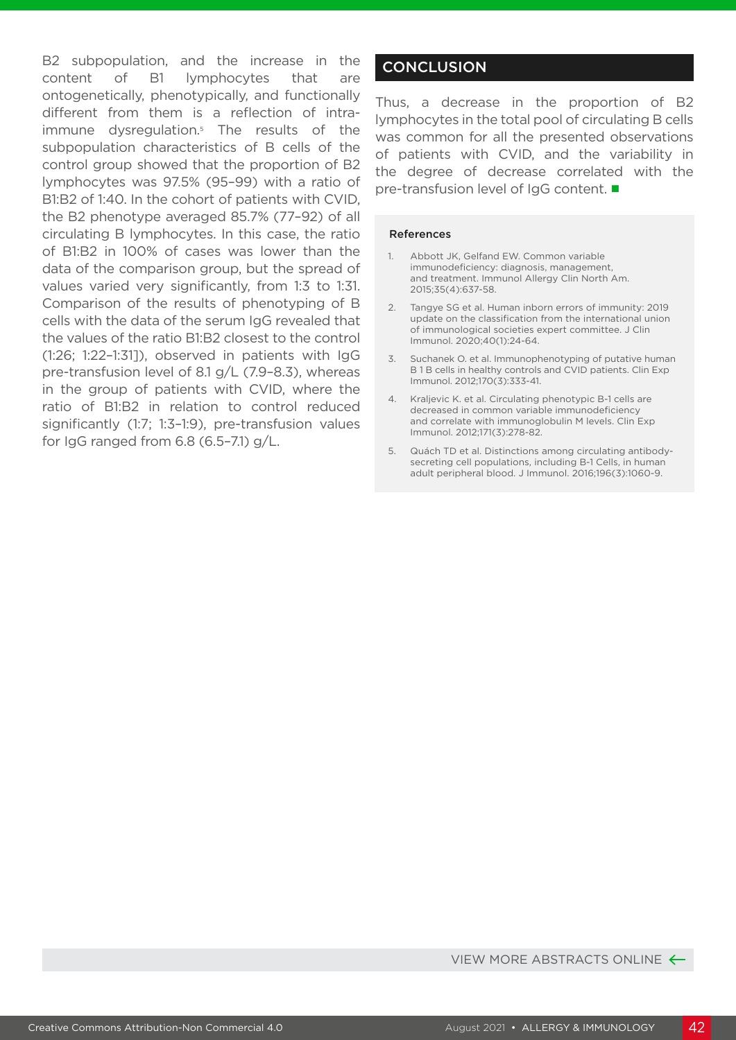B2 subpopulation, and the increase in the content of B1 lymphocytes that are ontogenetically, phenotypically, and functionally different from them is a reflection of intra-immune dysregulation.[5] The results of the subpopulation characteristics of B cells of the control group showed that the proportion of B2 lymphocytes was 97.5% (95–99) with a ratio of B1:B2 of 1:40. In the cohort of patients with CVID, the B2 phenotype averaged 85.7% (77–92) of all circulating B lymphocytes. In this case, the ratio of B1:B2 in 100% of cases was lower than the data of the comparison group, but the spread of values varied very significantly, from 1:3 to 1:31. Comparison of the results of phenotyping of B cells with the data of the serum IgG revealed that the values of the ratio B1:B2 closest to the control (1:26; 1:22–1:31]), observed in patients with IgG pre-transfusion level of 8.1 g/L (7.9–8.3), whereas in the group of patients with CVID, where the ratio of B1:B2 in relation to control reduced significantly (1:7; 1:3–1:9), pre-transfusion values for IgG ranged from 6.8 (6.5–7.1) g/L.

## CONCLUSION

Thus, a decrease in the proportion of B2 lymphocytes in the total pool of circulating B cells was common for all the presented observations of patients with CVID, and the variability in the degree of decrease correlated with the pre-transfusion level of IgG content. ■

### References

1. Abbott JK, Gelfand EW. Common variable immunodeficiency: diagnosis, management, and treatment. Immunol Allergy Clin North Am. 2015;35(4):637-58.
2. Tangye SG et al. Human inborn errors of immunity: 2019 update on the classification from the international union of immunological societies expert committee. J Clin Immunol. 2020;40(1):24-64.
3. Suchanek O. et al. Immunophenotyping of putative human B 1 B cells in healthy controls and CVID patients. Clin Exp Immunol. 2012;170(3):333-41.
4. Kraljevic K. et al. Circulating phenotypic B-1 cells are decreased in common variable immunodeficiency and correlate with immunoglobulin M levels. Clin Exp Immunol. 2012;171(3):278-82.
5. Quách TD et al. Distinctions among circulating antibody-secreting cell populations, including B-1 Cells, in human adult peripheral blood. J Immunol. 2016;196(3):1060-9.

VIEW MORE ABSTRACTS ONLINE ←